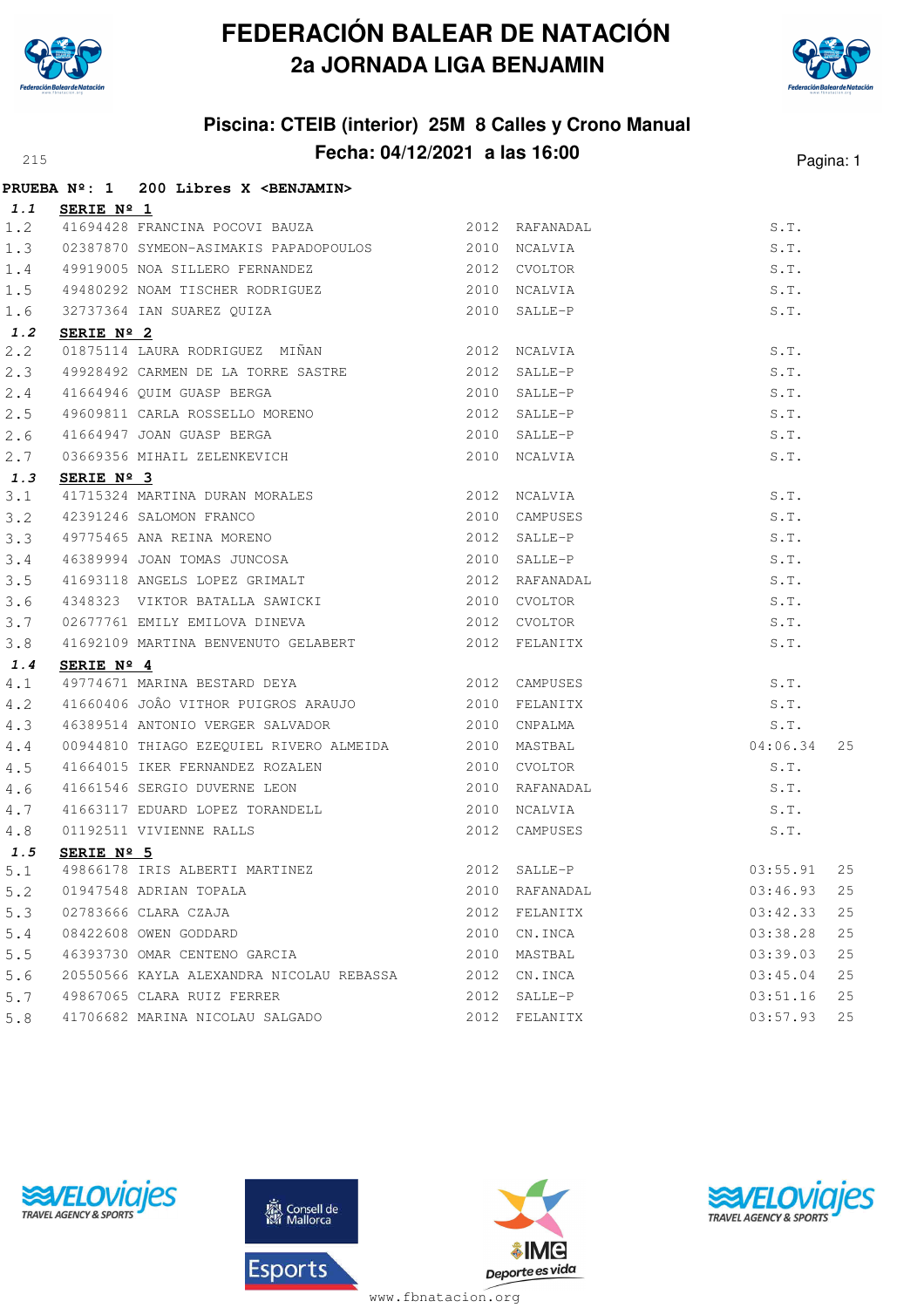# FEDERACIÓN BALEAR DE NATACIÓN

## 2a JORNADA LIGA BENJAMIN

### Piscina: CTEIB (interior) 25M 8 Calles y Crono Manual

### Fecha: 04/12/2021 a las 16:00

215

**PRUEBA Nº: 1 200 Libres X <BENJAMIN>**

***1.1*** **SERIE Nº 1**

| | | | | | |
|---|---|---|---|---|---|
| 1.2 | 41694428 FRANCINA POCOVI BAUZA | 2012 | RAFANADAL | S.T. | |
| 1.3 | 02387870 SYMEON-ASIMAKIS PAPADOPOULOS | 2010 | NCALVIA | S.T. | |
| 1.4 | 49919005 NOA SILLERO FERNANDEZ | 2012 | CVOLTOR | S.T. | |
| 1.5 | 49480292 NOAM TISCHER RODRIGUEZ | 2010 | NCALVIA | S.T. | |
| 1.6 | 32737364 IAN SUAREZ QUIZA | 2010 | SALLE-P | S.T. | |

***1.2*** **SERIE Nº 2**

| | | | | | |
|---|---|---|---|---|---|
| 2.2 | 01875114 LAURA RODRIGUEZ MIÑAN | 2012 | NCALVIA | S.T. | |
| 2.3 | 49928492 CARMEN DE LA TORRE SASTRE | 2012 | SALLE-P | S.T. | |
| 2.4 | 41664946 QUIM GUASP BERGA | 2010 | SALLE-P | S.T. | |
| 2.5 | 49609811 CARLA ROSSELLO MORENO | 2012 | SALLE-P | S.T. | |
| 2.6 | 41664947 JOAN GUASP BERGA | 2010 | SALLE-P | S.T. | |
| 2.7 | 03669356 MIHAIL ZELENKEVICH | 2010 | NCALVIA | S.T. | |

***1.3*** **SERIE Nº 3**

| | | | | | |
|---|---|---|---|---|---|
| 3.1 | 41715324 MARTINA DURAN MORALES | 2012 | NCALVIA | S.T. | |
| 3.2 | 42391246 SALOMON FRANCO | 2010 | CAMPUSES | S.T. | |
| 3.3 | 49775465 ANA REINA MORENO | 2012 | SALLE-P | S.T. | |
| 3.4 | 46389994 JOAN TOMAS JUNCOSA | 2010 | SALLE-P | S.T. | |
| 3.5 | 41693118 ANGELS LOPEZ GRIMALT | 2012 | RAFANADAL | S.T. | |
| 3.6 | 4348323 VIKTOR BATALLA SAWICKI | 2010 | CVOLTOR | S.T. | |
| 3.7 | 02677761 EMILY EMILOVA DINEVA | 2012 | CVOLTOR | S.T. | |
| 3.8 | 41692109 MARTINA BENVENUTO GELABERT | 2012 | FELANITX | S.T. | |

***1.4*** **SERIE Nº 4**

| | | | | | |
|---|---|---|---|---|---|
| 4.1 | 49774671 MARINA BESTARD DEYA | 2012 | CAMPUSES | S.T. | |
| 4.2 | 41660406 JOÃO VITHOR PUIGROS ARAUJO | 2010 | FELANITX | S.T. | |
| 4.3 | 46389514 ANTONIO VERGER SALVADOR | 2010 | CNPALMA | S.T. | |
| 4.4 | 00944810 THIAGO EZEQUIEL RIVERO ALMEIDA | 2010 | MASTBAL | 04:06.34 | 25 |
| 4.5 | 41664015 IKER FERNANDEZ ROZALEN | 2010 | CVOLTOR | S.T. | |
| 4.6 | 41661546 SERGIO DUVERNE LEON | 2010 | RAFANADAL | S.T. | |
| 4.7 | 41663117 EDUARD LOPEZ TORANDELL | 2010 | NCALVIA | S.T. | |
| 4.8 | 01192511 VIVIENNE RALLS | 2012 | CAMPUSES | S.T. | |

***1.5*** **SERIE Nº 5**

| | | | | | |
|---|---|---|---|---|---|
| 5.1 | 49866178 IRIS ALBERTI MARTINEZ | 2012 | SALLE-P | 03:55.91 | 25 |
| 5.2 | 01947548 ADRIAN TOPALA | 2010 | RAFANADAL | 03:46.93 | 25 |
| 5.3 | 02783666 CLARA CZAJA | 2012 | FELANITX | 03:42.33 | 25 |
| 5.4 | 08422608 OWEN GODDARD | 2010 | CN.INCA | 03:38.28 | 25 |
| 5.5 | 46393730 OMAR CENTENO GARCIA | 2010 | MASTBAL | 03:39.03 | 25 |
| 5.6 | 20550566 KAYLA ALEXANDRA NICOLAU REBASSA | 2012 | CN.INCA | 03:45.04 | 25 |
| 5.7 | 49867065 CLARA RUIZ FERRER | 2012 | SALLE-P | 03:51.16 | 25 |
| 5.8 | 41706682 MARINA NICOLAU SALGADO | 2012 | FELANITX | 03:57.93 | 25 |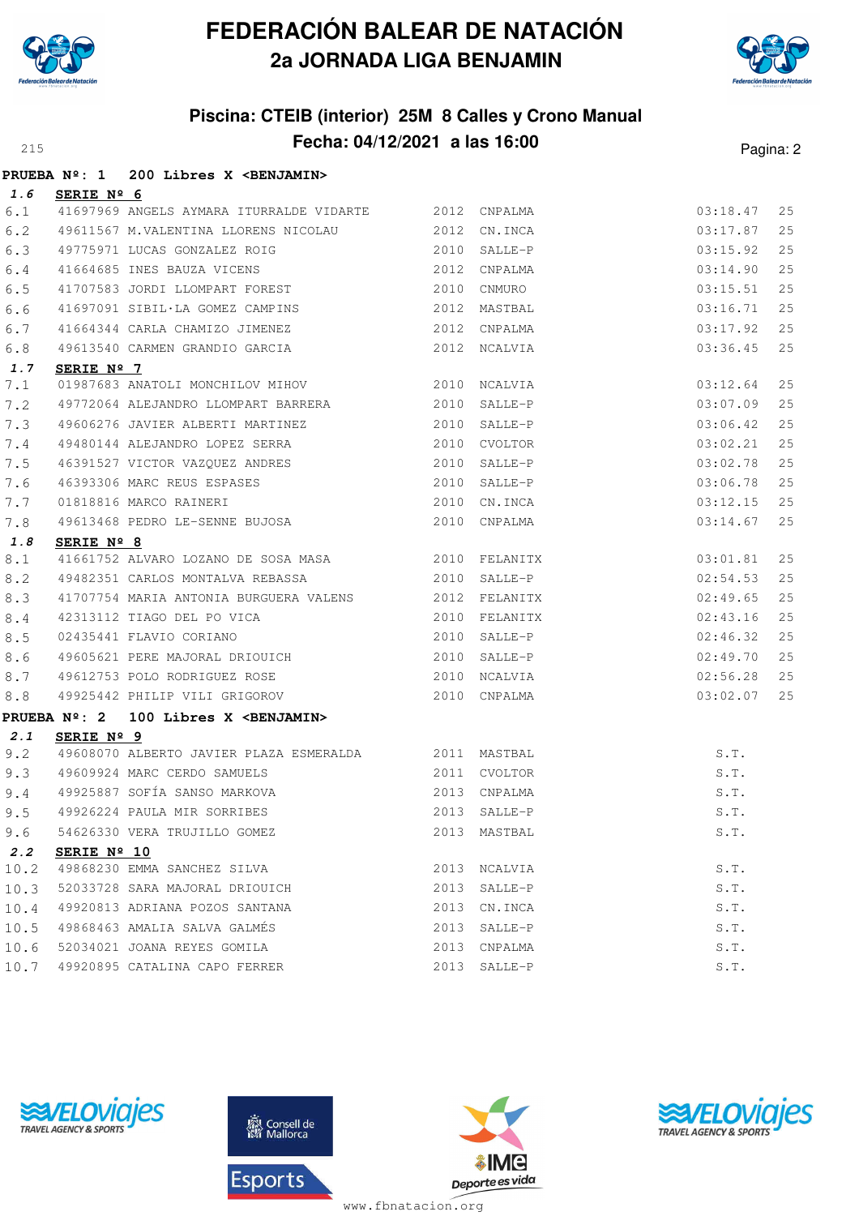# FEDERACIÓN BALEAR DE NATACIÓN
## 2a JORNADA LIGA BENJAMIN

### Piscina: CTEIB (interior) 25M 8 Calles y Crono Manual
### Fecha: 04/12/2021 a las 16:00

**PRUEBA Nº: 1 200 Libres X <BENJAMIN>**

**1.6 SERIE Nº 6**

| | Licencia | Nombre | Año | Club | Tiempo | |
|---|---|---|---|---|---|---|
| 6.1 | 41697969 | ANGELS AYMARA ITURRALDE VIDARTE | 2012 | CNPALMA | 03:18.47 | 25 |
| 6.2 | 49611567 | M.VALENTINA LLORENS NICOLAU | 2012 | CN.INCA | 03:17.87 | 25 |
| 6.3 | 49775971 | LUCAS GONZALEZ ROIG | 2010 | SALLE-P | 03:15.92 | 25 |
| 6.4 | 41664685 | INES BAUZA VICENS | 2012 | CNPALMA | 03:14.90 | 25 |
| 6.5 | 41707583 | JORDI LLOMPART FOREST | 2010 | CNMURO | 03:15.51 | 25 |
| 6.6 | 41697091 | SIBIL·LA GOMEZ CAMPINS | 2012 | MASTBAL | 03:16.71 | 25 |
| 6.7 | 41664344 | CARLA CHAMIZO JIMENEZ | 2012 | CNPALMA | 03:17.92 | 25 |
| 6.8 | 49613540 | CARMEN GRANDIO GARCIA | 2012 | NCALVIA | 03:36.45 | 25 |

**1.7 SERIE Nº 7**

| | Licencia | Nombre | Año | Club | Tiempo | |
|---|---|---|---|---|---|---|
| 7.1 | 01987683 | ANATOLI MONCHILOV MIHOV | 2010 | NCALVIA | 03:12.64 | 25 |
| 7.2 | 49772064 | ALEJANDRO LLOMPART BARRERA | 2010 | SALLE-P | 03:07.09 | 25 |
| 7.3 | 49606276 | JAVIER ALBERTI MARTINEZ | 2010 | SALLE-P | 03:06.42 | 25 |
| 7.4 | 49480144 | ALEJANDRO LOPEZ SERRA | 2010 | CVOLTOR | 03:02.21 | 25 |
| 7.5 | 46391527 | VICTOR VAZQUEZ ANDRES | 2010 | SALLE-P | 03:02.78 | 25 |
| 7.6 | 46393306 | MARC REUS ESPASES | 2010 | SALLE-P | 03:06.78 | 25 |
| 7.7 | 01818816 | MARCO RAINERI | 2010 | CN.INCA | 03:12.15 | 25 |
| 7.8 | 49613468 | PEDRO LE-SENNE BUJOSA | 2010 | CNPALMA | 03:14.67 | 25 |

**1.8 SERIE Nº 8**

| | Licencia | Nombre | Año | Club | Tiempo | |
|---|---|---|---|---|---|---|
| 8.1 | 41661752 | ALVARO LOZANO DE SOSA MASA | 2010 | FELANITX | 03:01.81 | 25 |
| 8.2 | 49482351 | CARLOS MONTALVA REBASSA | 2010 | SALLE-P | 02:54.53 | 25 |
| 8.3 | 41707754 | MARIA ANTONIA BURGUERA VALENS | 2012 | FELANITX | 02:49.65 | 25 |
| 8.4 | 42313112 | TIAGO DEL PO VICA | 2010 | FELANITX | 02:43.16 | 25 |
| 8.5 | 02435441 | FLAVIO CORIANO | 2010 | SALLE-P | 02:46.32 | 25 |
| 8.6 | 49605621 | PERE MAJORAL DRIOUICH | 2010 | SALLE-P | 02:49.70 | 25 |
| 8.7 | 49612753 | POLO RODRIGUEZ ROSE | 2010 | NCALVIA | 02:56.28 | 25 |
| 8.8 | 49925442 | PHILIP VILI GRIGOROV | 2010 | CNPALMA | 03:02.07 | 25 |

**PRUEBA Nº: 2 100 Libres X <BENJAMIN>**

**2.1 SERIE Nº 9**

| | Licencia | Nombre | Año | Club | Tiempo |
|---|---|---|---|---|---|
| 9.2 | 49608070 | ALBERTO JAVIER PLAZA ESMERALDA | 2011 | MASTBAL | S.T. |
| 9.3 | 49609924 | MARC CERDO SAMUELS | 2011 | CVOLTOR | S.T. |
| 9.4 | 49925887 | SOFÍA SANSO MARKOVA | 2013 | CNPALMA | S.T. |
| 9.5 | 49926224 | PAULA MIR SORRIBES | 2013 | SALLE-P | S.T. |
| 9.6 | 54626330 | VERA TRUJILLO GOMEZ | 2013 | MASTBAL | S.T. |

**2.2 SERIE Nº 10**

| | Licencia | Nombre | Año | Club | Tiempo |
|---|---|---|---|---|---|
| 10.2 | 49868230 | EMMA SANCHEZ SILVA | 2013 | NCALVIA | S.T. |
| 10.3 | 52033728 | SARA MAJORAL DRIOUICH | 2013 | SALLE-P | S.T. |
| 10.4 | 49920813 | ADRIANA POZOS SANTANA | 2013 | CN.INCA | S.T. |
| 10.5 | 49868463 | AMALIA SALVA GALMÉS | 2013 | SALLE-P | S.T. |
| 10.6 | 52034021 | JOANA REYES GOMILA | 2013 | CNPALMA | S.T. |
| 10.7 | 49920895 | CATALINA CAPO FERRER | 2013 | SALLE-P | S.T. |

www.fbnatacion.org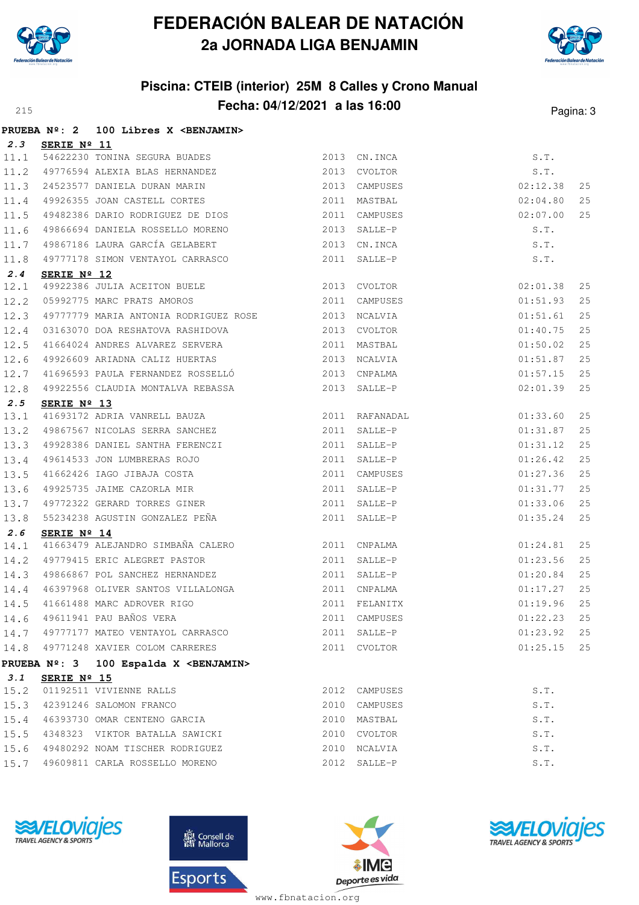# FEDERACIÓN BALEAR DE NATACIÓN
## 2a JORNADA LIGA BENJAMIN

### Piscina: CTEIB (interior) 25M 8 Calles y Crono Manual
### Fecha: 04/12/2021 a las 16:00

**PRUEBA Nº: 2 100 Libres X <BENJAMIN>**

**2.3 SERIE Nº 11**

| | | | | | | |
|---|---|---|---|---|---|---|
| 11.1 | 54622230 | TONINA SEGURA BUADES | 2013 | CN.INCA | S.T. | |
| 11.2 | 49776594 | ALEXIA BLAS HERNANDEZ | 2013 | CVOLTOR | S.T. | |
| 11.3 | 24523577 | DANIELA DURAN MARIN | 2013 | CAMPUSES | 02:12.38 | 25 |
| 11.4 | 49926355 | JOAN CASTELL CORTES | 2011 | MASTBAL | 02:04.80 | 25 |
| 11.5 | 49482386 | DARIO RODRIGUEZ DE DIOS | 2011 | CAMPUSES | 02:07.00 | 25 |
| 11.6 | 49866694 | DANIELA ROSSELLO MORENO | 2013 | SALLE-P | S.T. | |
| 11.7 | 49867186 | LAURA GARCÍA GELABERT | 2013 | CN.INCA | S.T. | |
| 11.8 | 49777178 | SIMON VENTAYOL CARRASCO | 2011 | SALLE-P | S.T. | |

**2.4 SERIE Nº 12**

| | | | | | | |
|---|---|---|---|---|---|---|
| 12.1 | 49922386 | JULIA ACEITON BUELE | 2013 | CVOLTOR | 02:01.38 | 25 |
| 12.2 | 05992775 | MARC PRATS AMOROS | 2011 | CAMPUSES | 01:51.93 | 25 |
| 12.3 | 49777779 | MARIA ANTONIA RODRIGUEZ ROSE | 2013 | NCALVIA | 01:51.61 | 25 |
| 12.4 | 03163070 | DOA RESHATOVA RASHIDOVA | 2013 | CVOLTOR | 01:40.75 | 25 |
| 12.5 | 41664024 | ANDRES ALVAREZ SERVERA | 2011 | MASTBAL | 01:50.02 | 25 |
| 12.6 | 49926609 | ARIADNA CALIZ HUERTAS | 2013 | NCALVIA | 01:51.87 | 25 |
| 12.7 | 41696593 | PAULA FERNANDEZ ROSSELLÓ | 2013 | CNPALMA | 01:57.15 | 25 |
| 12.8 | 49922556 | CLAUDIA MONTALVA REBASSA | 2013 | SALLE-P | 02:01.39 | 25 |

**2.5 SERIE Nº 13**

| | | | | | | |
|---|---|---|---|---|---|---|
| 13.1 | 41693172 | ADRIA VANRELL BAUZA | 2011 | RAFANADAL | 01:33.60 | 25 |
| 13.2 | 49867567 | NICOLAS SERRA SANCHEZ | 2011 | SALLE-P | 01:31.87 | 25 |
| 13.3 | 49928386 | DANIEL SANTHA FERENCZI | 2011 | SALLE-P | 01:31.12 | 25 |
| 13.4 | 49614533 | JON LUMBRERAS ROJO | 2011 | SALLE-P | 01:26.42 | 25 |
| 13.5 | 41662426 | IAGO JIBAJA COSTA | 2011 | CAMPUSES | 01:27.36 | 25 |
| 13.6 | 49925735 | JAIME CAZORLA MIR | 2011 | SALLE-P | 01:31.77 | 25 |
| 13.7 | 49772322 | GERARD TORRES GINER | 2011 | SALLE-P | 01:33.06 | 25 |
| 13.8 | 55234238 | AGUSTIN GONZALEZ PEÑA | 2011 | SALLE-P | 01:35.24 | 25 |

**2.6 SERIE Nº 14**

| | | | | | | |
|---|---|---|---|---|---|---|
| 14.1 | 41663479 | ALEJANDRO SIMBAÑA CALERO | 2011 | CNPALMA | 01:24.81 | 25 |
| 14.2 | 49779415 | ERIC ALEGRET PASTOR | 2011 | SALLE-P | 01:23.56 | 25 |
| 14.3 | 49866867 | POL SANCHEZ HERNANDEZ | 2011 | SALLE-P | 01:20.84 | 25 |
| 14.4 | 46397968 | OLIVER SANTOS VILLALONGA | 2011 | CNPALMA | 01:17.27 | 25 |
| 14.5 | 41661488 | MARC ADROVER RIGO | 2011 | FELANITX | 01:19.96 | 25 |
| 14.6 | 49611941 | PAU BAÑOS VERA | 2011 | CAMPUSES | 01:22.23 | 25 |
| 14.7 | 49777177 | MATEO VENTAYOL CARRASCO | 2011 | SALLE-P | 01:23.92 | 25 |
| 14.8 | 49771248 | XAVIER COLOM CARRERES | 2011 | CVOLTOR | 01:25.15 | 25 |

**PRUEBA Nº: 3 100 Espalda X <BENJAMIN>**

**3.1 SERIE Nº 15**

| | | | | | |
|---|---|---|---|---|---|
| 15.2 | 01192511 | VIVIENNE RALLS | 2012 | CAMPUSES | S.T. |
| 15.3 | 42391246 | SALOMON FRANCO | 2010 | CAMPUSES | S.T. |
| 15.4 | 46393730 | OMAR CENTENO GARCIA | 2010 | MASTBAL | S.T. |
| 15.5 | 4348323 | VIKTOR BATALLA SAWICKI | 2010 | CVOLTOR | S.T. |
| 15.6 | 49480292 | NOAM TISCHER RODRIGUEZ | 2010 | NCALVIA | S.T. |
| 15.7 | 49609811 | CARLA ROSSELLO MORENO | 2012 | SALLE-P | S.T. |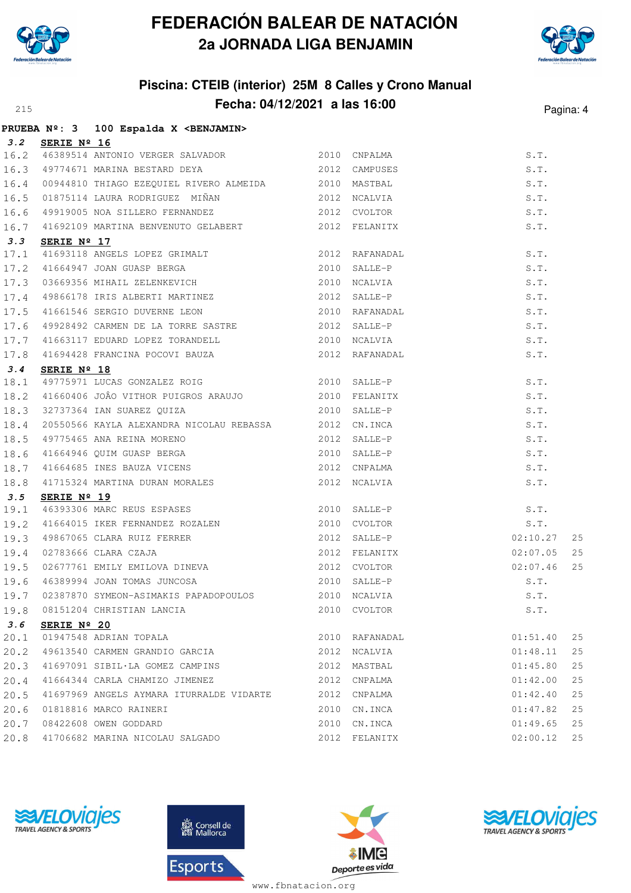# FEDERACIÓN BALEAR DE NATACIÓN
## 2a JORNADA LIGA BENJAMIN

### Piscina: CTEIB (interior) 25M 8 Calles y Crono Manual
### Fecha: 04/12/2021 a las 16:00

**PRUEBA Nº: 3 100 Espalda X <BENJAMIN>**

**3.2 SERIE Nº 16**

| | | | | | | |
|---|---|---|---|---|---|---|
| 16.2 | 46389514 | ANTONIO VERGER SALVADOR | 2010 | CNPALMA | S.T. | |
| 16.3 | 49774671 | MARINA BESTARD DEYA | 2012 | CAMPUSES | S.T. | |
| 16.4 | 00944810 | THIAGO EZEQUIEL RIVERO ALMEIDA | 2010 | MASTBAL | S.T. | |
| 16.5 | 01875114 | LAURA RODRIGUEZ MIÑAN | 2012 | NCALVIA | S.T. | |
| 16.6 | 49919005 | NOA SILLERO FERNANDEZ | 2012 | CVOLTOR | S.T. | |
| 16.7 | 41692109 | MARTINA BENVENUTO GELABERT | 2012 | FELANITX | S.T. | |

**3.3 SERIE Nº 17**

| | | | | | | |
|---|---|---|---|---|---|---|
| 17.1 | 41693118 | ANGELS LOPEZ GRIMALT | 2012 | RAFANADAL | S.T. | |
| 17.2 | 41664947 | JOAN GUASP BERGA | 2010 | SALLE-P | S.T. | |
| 17.3 | 03669356 | MIHAIL ZELENKEVICH | 2010 | NCALVIA | S.T. | |
| 17.4 | 49866178 | IRIS ALBERTI MARTINEZ | 2012 | SALLE-P | S.T. | |
| 17.5 | 41661546 | SERGIO DUVERNE LEON | 2010 | RAFANADAL | S.T. | |
| 17.6 | 49928492 | CARMEN DE LA TORRE SASTRE | 2012 | SALLE-P | S.T. | |
| 17.7 | 41663117 | EDUARD LOPEZ TORANDELL | 2010 | NCALVIA | S.T. | |
| 17.8 | 41694428 | FRANCINA POCOVI BAUZA | 2012 | RAFANADAL | S.T. | |

**3.4 SERIE Nº 18**

| | | | | | | |
|---|---|---|---|---|---|---|
| 18.1 | 49775971 | LUCAS GONZALEZ ROIG | 2010 | SALLE-P | S.T. | |
| 18.2 | 41660406 | JOÃO VITHOR PUIGROS ARAUJO | 2010 | FELANITX | S.T. | |
| 18.3 | 32737364 | IAN SUAREZ QUIZA | 2010 | SALLE-P | S.T. | |
| 18.4 | 20550566 | KAYLA ALEXANDRA NICOLAU REBASSA | 2012 | CN.INCA | S.T. | |
| 18.5 | 49775465 | ANA REINA MORENO | 2012 | SALLE-P | S.T. | |
| 18.6 | 41664946 | QUIM GUASP BERGA | 2010 | SALLE-P | S.T. | |
| 18.7 | 41664685 | INES BAUZA VICENS | 2012 | CNPALMA | S.T. | |
| 18.8 | 41715324 | MARTINA DURAN MORALES | 2012 | NCALVIA | S.T. | |

**3.5 SERIE Nº 19**

| | | | | | | |
|---|---|---|---|---|---|---|
| 19.1 | 46393306 | MARC REUS ESPASES | 2010 | SALLE-P | S.T. | |
| 19.2 | 41664015 | IKER FERNANDEZ ROZALEN | 2010 | CVOLTOR | S.T. | |
| 19.3 | 49867065 | CLARA RUIZ FERRER | 2012 | SALLE-P | 02:10.27 | 25 |
| 19.4 | 02783666 | CLARA CZAJA | 2012 | FELANITX | 02:07.05 | 25 |
| 19.5 | 02677761 | EMILY EMILOVA DINEVA | 2012 | CVOLTOR | 02:07.46 | 25 |
| 19.6 | 46389994 | JOAN TOMAS JUNCOSA | 2010 | SALLE-P | S.T. | |
| 19.7 | 02387870 | SYMEON-ASIMAKIS PAPADOPOULOS | 2010 | NCALVIA | S.T. | |
| 19.8 | 08151204 | CHRISTIAN LANCIA | 2010 | CVOLTOR | S.T. | |

**3.6 SERIE Nº 20**

| | | | | | | |
|---|---|---|---|---|---|---|
| 20.1 | 01947548 | ADRIAN TOPALA | 2010 | RAFANADAL | 01:51.40 | 25 |
| 20.2 | 49613540 | CARMEN GRANDIO GARCIA | 2012 | NCALVIA | 01:48.11 | 25 |
| 20.3 | 41697091 | SIBIL·LA GOMEZ CAMPINS | 2012 | MASTBAL | 01:45.80 | 25 |
| 20.4 | 41664344 | CARLA CHAMIZO JIMENEZ | 2012 | CNPALMA | 01:42.00 | 25 |
| 20.5 | 41697969 | ANGELS AYMARA ITURRALDE VIDARTE | 2012 | CNPALMA | 01:42.40 | 25 |
| 20.6 | 01818816 | MARCO RAINERI | 2010 | CN.INCA | 01:47.82 | 25 |
| 20.7 | 08422608 | OWEN GODDARD | 2010 | CN.INCA | 01:49.65 | 25 |
| 20.8 | 41706682 | MARINA NICOLAU SALGADO | 2012 | FELANITX | 02:00.12 | 25 |

www.fbnatacion.org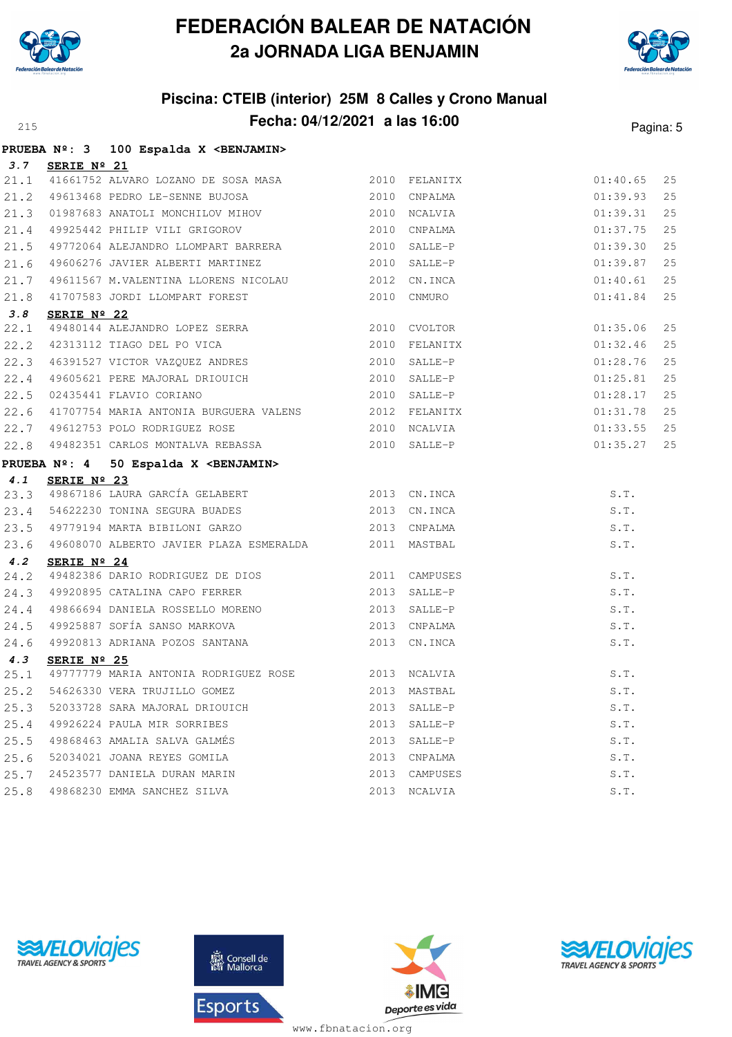# FEDERACIÓN BALEAR DE NATACIÓN
## 2a JORNADA LIGA BENJAMIN

### Piscina: CTEIB (interior) 25M 8 Calles y Crono Manual
### Fecha: 04/12/2021 a las 16:00

**PRUEBA Nº: 3 100 Espalda X <BENJAMIN>**

**3.7 SERIE Nº 21**

| | | | | | | |
|---|---|---|---|---|---|---|
| 21.1 | 41661752 | ALVARO LOZANO DE SOSA MASA | 2010 | FELANITX | 01:40.65 | 25 |
| 21.2 | 49613468 | PEDRO LE-SENNE BUJOSA | 2010 | CNPALMA | 01:39.93 | 25 |
| 21.3 | 01987683 | ANATOLI MONCHILOV MIHOV | 2010 | NCALVIA | 01:39.31 | 25 |
| 21.4 | 49925442 | PHILIP VILI GRIGOROV | 2010 | CNPALMA | 01:37.75 | 25 |
| 21.5 | 49772064 | ALEJANDRO LLOMPART BARRERA | 2010 | SALLE-P | 01:39.30 | 25 |
| 21.6 | 49606276 | JAVIER ALBERTI MARTINEZ | 2010 | SALLE-P | 01:39.87 | 25 |
| 21.7 | 49611567 | M.VALENTINA LLORENS NICOLAU | 2012 | CN.INCA | 01:40.61 | 25 |
| 21.8 | 41707583 | JORDI LLOMPART FOREST | 2010 | CNMURO | 01:41.84 | 25 |

**3.8 SERIE Nº 22**

| | | | | | | |
|---|---|---|---|---|---|---|
| 22.1 | 49480144 | ALEJANDRO LOPEZ SERRA | 2010 | CVOLTOR | 01:35.06 | 25 |
| 22.2 | 42313112 | TIAGO DEL PO VICA | 2010 | FELANITX | 01:32.46 | 25 |
| 22.3 | 46391527 | VICTOR VAZQUEZ ANDRES | 2010 | SALLE-P | 01:28.76 | 25 |
| 22.4 | 49605621 | PERE MAJORAL DRIOUICH | 2010 | SALLE-P | 01:25.81 | 25 |
| 22.5 | 02435441 | FLAVIO CORIANO | 2010 | SALLE-P | 01:28.17 | 25 |
| 22.6 | 41707754 | MARIA ANTONIA BURGUERA VALENS | 2012 | FELANITX | 01:31.78 | 25 |
| 22.7 | 49612753 | POLO RODRIGUEZ ROSE | 2010 | NCALVIA | 01:33.55 | 25 |
| 22.8 | 49482351 | CARLOS MONTALVA REBASSA | 2010 | SALLE-P | 01:35.27 | 25 |

**PRUEBA Nº: 4 50 Espalda X <BENJAMIN>**

**4.1 SERIE Nº 23**

| | | | | | |
|---|---|---|---|---|---|
| 23.3 | 49867186 | LAURA GARCÍA GELABERT | 2013 | CN.INCA | S.T. |
| 23.4 | 54622230 | TONINA SEGURA BUADES | 2013 | CN.INCA | S.T. |
| 23.5 | 49779194 | MARTA BIBILONI GARZO | 2013 | CNPALMA | S.T. |
| 23.6 | 49608070 | ALBERTO JAVIER PLAZA ESMERALDA | 2011 | MASTBAL | S.T. |

**4.2 SERIE Nº 24**

| | | | | | |
|---|---|---|---|---|---|
| 24.2 | 49482386 | DARIO RODRIGUEZ DE DIOS | 2011 | CAMPUSES | S.T. |
| 24.3 | 49920895 | CATALINA CAPO FERRER | 2013 | SALLE-P | S.T. |
| 24.4 | 49866694 | DANIELA ROSSELLO MORENO | 2013 | SALLE-P | S.T. |
| 24.5 | 49925887 | SOFÍA SANSO MARKOVA | 2013 | CNPALMA | S.T. |
| 24.6 | 49920813 | ADRIANA POZOS SANTANA | 2013 | CN.INCA | S.T. |

**4.3 SERIE Nº 25**

| | | | | | |
|---|---|---|---|---|---|
| 25.1 | 49777779 | MARIA ANTONIA RODRIGUEZ ROSE | 2013 | NCALVIA | S.T. |
| 25.2 | 54626330 | VERA TRUJILLO GOMEZ | 2013 | MASTBAL | S.T. |
| 25.3 | 52033728 | SARA MAJORAL DRIOUICH | 2013 | SALLE-P | S.T. |
| 25.4 | 49926224 | PAULA MIR SORRIBES | 2013 | SALLE-P | S.T. |
| 25.5 | 49868463 | AMALIA SALVA GALMÉS | 2013 | SALLE-P | S.T. |
| 25.6 | 52034021 | JOANA REYES GOMILA | 2013 | CNPALMA | S.T. |
| 25.7 | 24523577 | DANIELA DURAN MARIN | 2013 | CAMPUSES | S.T. |
| 25.8 | 49868230 | EMMA SANCHEZ SILVA | 2013 | NCALVIA | S.T. |

www.fbnatacion.org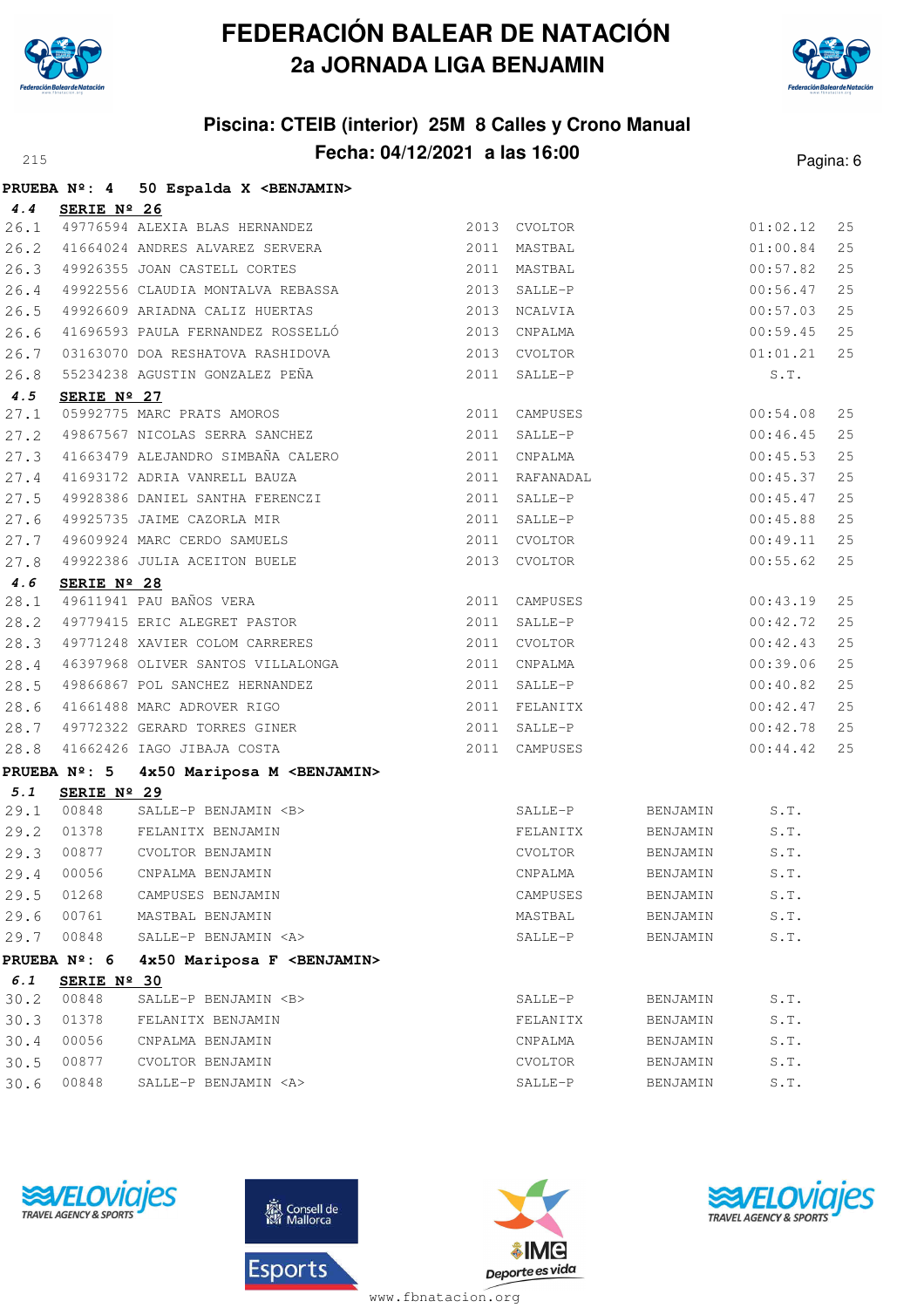# FEDERACIÓN BALEAR DE NATACIÓN

## 2a JORNADA LIGA BENJAMIN

### Piscina: CTEIB (interior) 25M 8 Calles y Crono Manual

### Fecha: 04/12/2021 a las 16:00

**PRUEBA Nº: 4 50 Espalda X <BENJAMIN>**

**4.4 SERIE Nº 26**

| | | | | | | |
|---|---|---|---|---|---|---|
| 26.1 | 49776594 | ALEXIA BLAS HERNANDEZ | 2013 | CVOLTOR | 01:02.12 | 25 |
| 26.2 | 41664024 | ANDRES ALVAREZ SERVERA | 2011 | MASTBAL | 01:00.84 | 25 |
| 26.3 | 49926355 | JOAN CASTELL CORTES | 2011 | MASTBAL | 00:57.82 | 25 |
| 26.4 | 49922556 | CLAUDIA MONTALVA REBASSA | 2013 | SALLE-P | 00:56.47 | 25 |
| 26.5 | 49926609 | ARIADNA CALIZ HUERTAS | 2013 | NCALVIA | 00:57.03 | 25 |
| 26.6 | 41696593 | PAULA FERNANDEZ ROSSELLÓ | 2013 | CNPALMA | 00:59.45 | 25 |
| 26.7 | 03163070 | DOA RESHATOVA RASHIDOVA | 2013 | CVOLTOR | 01:01.21 | 25 |
| 26.8 | 55234238 | AGUSTIN GONZALEZ PEÑA | 2011 | SALLE-P | S.T. | |

**4.5 SERIE Nº 27**

| | | | | | | |
|---|---|---|---|---|---|---|
| 27.1 | 05992775 | MARC PRATS AMOROS | 2011 | CAMPUSES | 00:54.08 | 25 |
| 27.2 | 49867567 | NICOLAS SERRA SANCHEZ | 2011 | SALLE-P | 00:46.45 | 25 |
| 27.3 | 41663479 | ALEJANDRO SIMBAÑA CALERO | 2011 | CNPALMA | 00:45.53 | 25 |
| 27.4 | 41693172 | ADRIA VANRELL BAUZA | 2011 | RAFANADAL | 00:45.37 | 25 |
| 27.5 | 49928386 | DANIEL SANTHA FERENCZI | 2011 | SALLE-P | 00:45.47 | 25 |
| 27.6 | 49925735 | JAIME CAZORLA MIR | 2011 | SALLE-P | 00:45.88 | 25 |
| 27.7 | 49609924 | MARC CERDO SAMUELS | 2011 | CVOLTOR | 00:49.11 | 25 |
| 27.8 | 49922386 | JULIA ACEITON BUELE | 2013 | CVOLTOR | 00:55.62 | 25 |

**4.6 SERIE Nº 28**

| | | | | | | |
|---|---|---|---|---|---|---|
| 28.1 | 49611941 | PAU BAÑOS VERA | 2011 | CAMPUSES | 00:43.19 | 25 |
| 28.2 | 49779415 | ERIC ALEGRET PASTOR | 2011 | SALLE-P | 00:42.72 | 25 |
| 28.3 | 49771248 | XAVIER COLOM CARRERES | 2011 | CVOLTOR | 00:42.43 | 25 |
| 28.4 | 46397968 | OLIVER SANTOS VILLALONGA | 2011 | CNPALMA | 00:39.06 | 25 |
| 28.5 | 49866867 | POL SANCHEZ HERNANDEZ | 2011 | SALLE-P | 00:40.82 | 25 |
| 28.6 | 41661488 | MARC ADROVER RIGO | 2011 | FELANITX | 00:42.47 | 25 |
| 28.7 | 49772322 | GERARD TORRES GINER | 2011 | SALLE-P | 00:42.78 | 25 |
| 28.8 | 41662426 | IAGO JIBAJA COSTA | 2011 | CAMPUSES | 00:44.42 | 25 |

**PRUEBA Nº: 5 4x50 Mariposa M <BENJAMIN>**

**5.1 SERIE Nº 29**

| | | | | | |
|---|---|---|---|---|---|
| 29.1 | 00848 | SALLE-P BENJAMIN <B> | SALLE-P | BENJAMIN | S.T. |
| 29.2 | 01378 | FELANITX BENJAMIN | FELANITX | BENJAMIN | S.T. |
| 29.3 | 00877 | CVOLTOR BENJAMIN | CVOLTOR | BENJAMIN | S.T. |
| 29.4 | 00056 | CNPALMA BENJAMIN | CNPALMA | BENJAMIN | S.T. |
| 29.5 | 01268 | CAMPUSES BENJAMIN | CAMPUSES | BENJAMIN | S.T. |
| 29.6 | 00761 | MASTBAL BENJAMIN | MASTBAL | BENJAMIN | S.T. |
| 29.7 | 00848 | SALLE-P BENJAMIN <A> | SALLE-P | BENJAMIN | S.T. |

**PRUEBA Nº: 6 4x50 Mariposa F <BENJAMIN>**

**6.1 SERIE Nº 30**

| | | | | | |
|---|---|---|---|---|---|
| 30.2 | 00848 | SALLE-P BENJAMIN <B> | SALLE-P | BENJAMIN | S.T. |
| 30.3 | 01378 | FELANITX BENJAMIN | FELANITX | BENJAMIN | S.T. |
| 30.4 | 00056 | CNPALMA BENJAMIN | CNPALMA | BENJAMIN | S.T. |
| 30.5 | 00877 | CVOLTOR BENJAMIN | CVOLTOR | BENJAMIN | S.T. |
| 30.6 | 00848 | SALLE-P BENJAMIN <A> | SALLE-P | BENJAMIN | S.T. |

www.fbnatacion.org